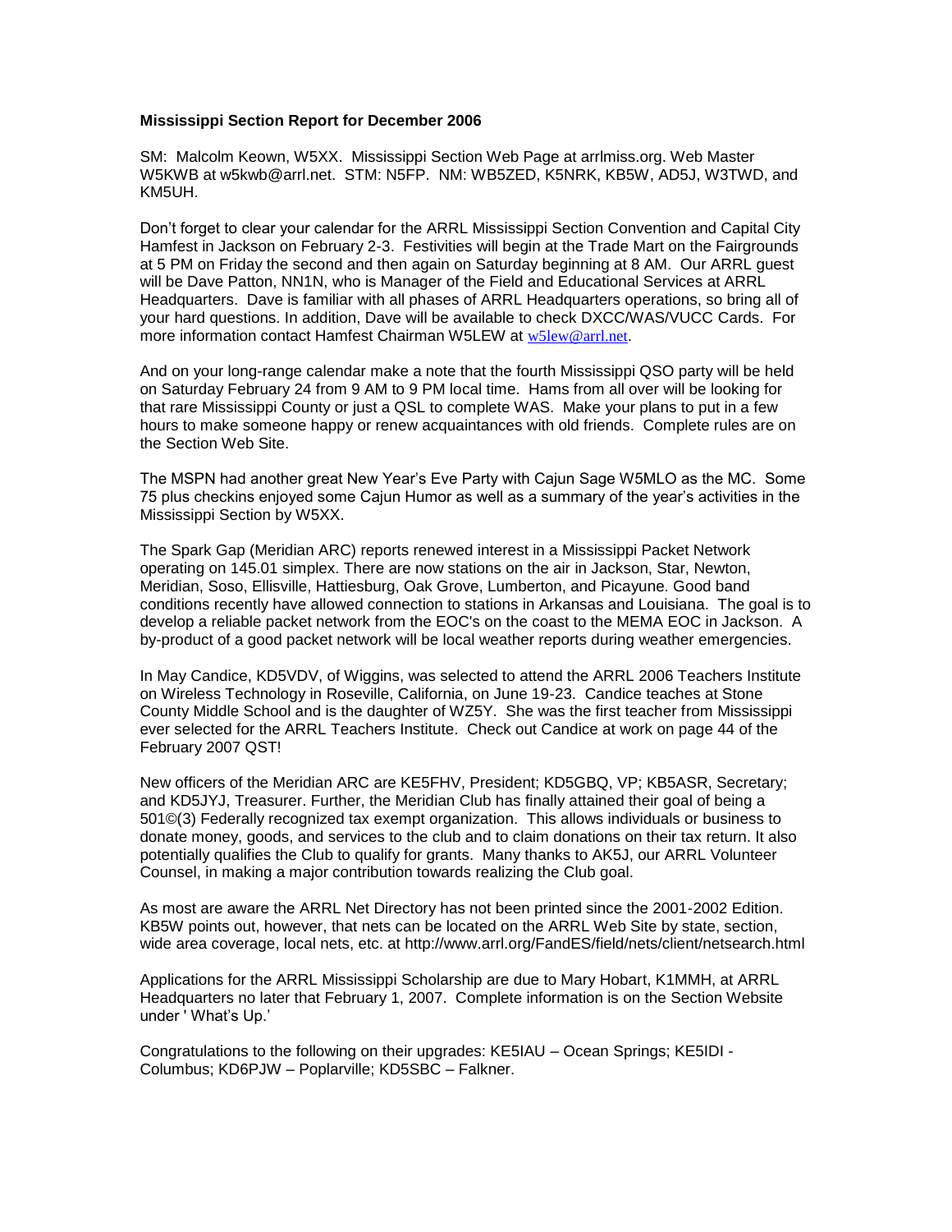**Mississippi Section Report for December 2006**

SM: Malcolm Keown, W5XX. Mississippi Section Web Page at arrlmiss.org. Web Master W5KWB at w5kwb@arrl.net. STM: N5FP. NM: WB5ZED, K5NRK, KB5W, AD5J, W3TWD, and KM5UH.

Don't forget to clear your calendar for the ARRL Mississippi Section Convention and Capital City Hamfest in Jackson on February 2-3. Festivities will begin at the Trade Mart on the Fairgrounds at 5 PM on Friday the second and then again on Saturday beginning at 8 AM. Our ARRL guest will be Dave Patton, NN1N, who is Manager of the Field and Educational Services at ARRL Headquarters. Dave is familiar with all phases of ARRL Headquarters operations, so bring all of your hard questions. In addition, Dave will be available to check DXCC/WAS/VUCC Cards. For more information contact Hamfest Chairman W5LEW at w5lew@arrl.net.

And on your long-range calendar make a note that the fourth Mississippi QSO party will be held on Saturday February 24 from 9 AM to 9 PM local time. Hams from all over will be looking for that rare Mississippi County or just a QSL to complete WAS. Make your plans to put in a few hours to make someone happy or renew acquaintances with old friends. Complete rules are on the Section Web Site.

The MSPN had another great New Year's Eve Party with Cajun Sage W5MLO as the MC. Some 75 plus checkins enjoyed some Cajun Humor as well as a summary of the year's activities in the Mississippi Section by W5XX.

The Spark Gap (Meridian ARC) reports renewed interest in a Mississippi Packet Network operating on 145.01 simplex. There are now stations on the air in Jackson, Star, Newton, Meridian, Soso, Ellisville, Hattiesburg, Oak Grove, Lumberton, and Picayune. Good band conditions recently have allowed connection to stations in Arkansas and Louisiana. The goal is to develop a reliable packet network from the EOC's on the coast to the MEMA EOC in Jackson. A by-product of a good packet network will be local weather reports during weather emergencies.

In May Candice, KD5VDV, of Wiggins, was selected to attend the ARRL 2006 Teachers Institute on Wireless Technology in Roseville, California, on June 19-23. Candice teaches at Stone County Middle School and is the daughter of WZ5Y. She was the first teacher from Mississippi ever selected for the ARRL Teachers Institute. Check out Candice at work on page 44 of the February 2007 QST!

New officers of the Meridian ARC are KE5FHV, President; KD5GBQ, VP; KB5ASR, Secretary; and KD5JYJ, Treasurer. Further, the Meridian Club has finally attained their goal of being a 501©(3) Federally recognized tax exempt organization. This allows individuals or business to donate money, goods, and services to the club and to claim donations on their tax return. It also potentially qualifies the Club to qualify for grants. Many thanks to AK5J, our ARRL Volunteer Counsel, in making a major contribution towards realizing the Club goal.

As most are aware the ARRL Net Directory has not been printed since the 2001-2002 Edition. KB5W points out, however, that nets can be located on the ARRL Web Site by state, section, wide area coverage, local nets, etc. at http://www.arrl.org/FandES/field/nets/client/netsearch.html

Applications for the ARRL Mississippi Scholarship are due to Mary Hobart, K1MMH, at ARRL Headquarters no later that February 1, 2007. Complete information is on the Section Website under ' What's Up.'

Congratulations to the following on their upgrades: KE5IAU – Ocean Springs; KE5IDI - Columbus; KD6PJW – Poplarville; KD5SBC – Falkner.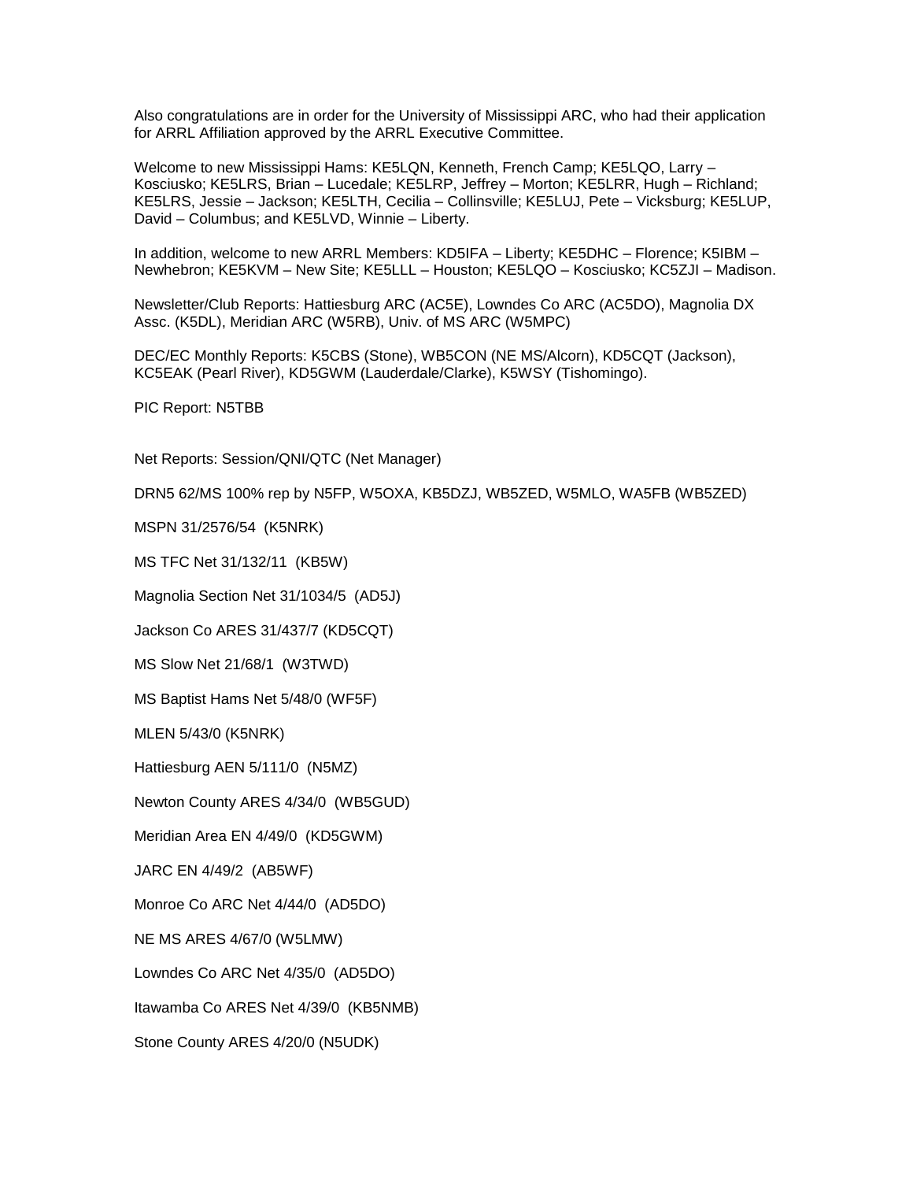Also congratulations are in order for the University of Mississippi ARC, who had their application for ARRL Affiliation approved by the ARRL Executive Committee.

Welcome to new Mississippi Hams: KE5LQN, Kenneth, French Camp; KE5LQO, Larry – Kosciusko; KE5LRS, Brian – Lucedale; KE5LRP, Jeffrey – Morton; KE5LRR, Hugh – Richland; KE5LRS, Jessie – Jackson; KE5LTH, Cecilia – Collinsville; KE5LUJ, Pete – Vicksburg; KE5LUP, David – Columbus; and KE5LVD, Winnie – Liberty.

In addition, welcome to new ARRL Members: KD5IFA – Liberty; KE5DHC – Florence; K5IBM – Newhebron; KE5KVM – New Site; KE5LLL – Houston; KE5LQO – Kosciusko; KC5ZJI – Madison.

Newsletter/Club Reports: Hattiesburg ARC (AC5E), Lowndes Co ARC (AC5DO), Magnolia DX Assc. (K5DL), Meridian ARC (W5RB), Univ. of MS ARC (W5MPC)

DEC/EC Monthly Reports: K5CBS (Stone), WB5CON (NE MS/Alcorn), KD5CQT (Jackson), KC5EAK (Pearl River), KD5GWM (Lauderdale/Clarke), K5WSY (Tishomingo).

PIC Report: N5TBB

Net Reports: Session/QNI/QTC (Net Manager)

DRN5 62/MS 100% rep by N5FP, W5OXA, KB5DZJ, WB5ZED, W5MLO, WA5FB (WB5ZED)

MSPN 31/2576/54 (K5NRK)

MS TFC Net 31/132/11 (KB5W)

Magnolia Section Net 31/1034/5 (AD5J)

Jackson Co ARES 31/437/7 (KD5CQT)

MS Slow Net 21/68/1 (W3TWD)

MS Baptist Hams Net 5/48/0 (WF5F)

MLEN 5/43/0 (K5NRK)

Hattiesburg AEN 5/111/0 (N5MZ)

Newton County ARES 4/34/0 (WB5GUD)

Meridian Area EN 4/49/0 (KD5GWM)

JARC EN 4/49/2 (AB5WF)

Monroe Co ARC Net 4/44/0 (AD5DO)

NE MS ARES 4/67/0 (W5LMW)

Lowndes Co ARC Net 4/35/0 (AD5DO)

Itawamba Co ARES Net 4/39/0 (KB5NMB)

Stone County ARES 4/20/0 (N5UDK)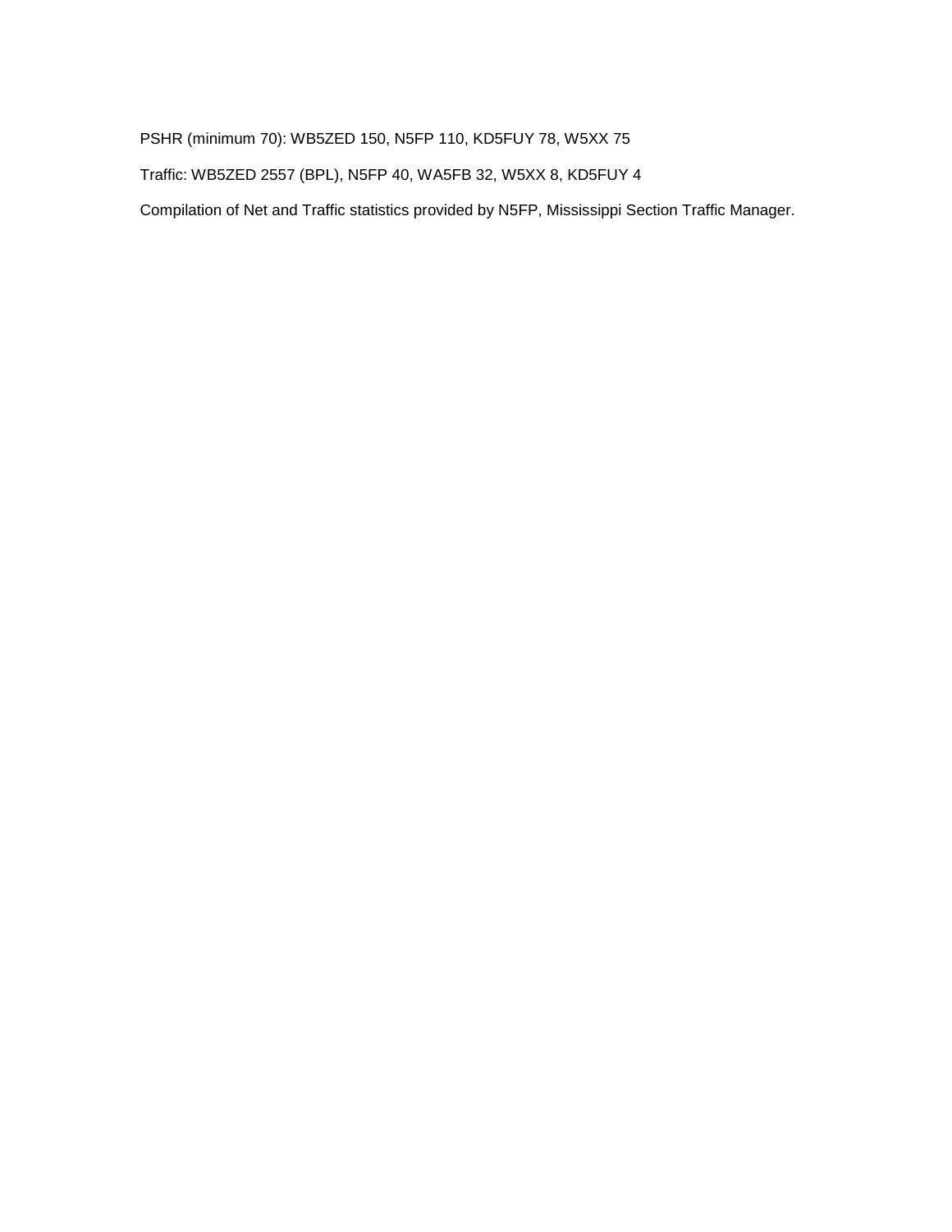PSHR (minimum 70): WB5ZED 150, N5FP 110, KD5FUY 78, W5XX 75

Traffic: WB5ZED 2557 (BPL), N5FP 40, WA5FB 32, W5XX 8, KD5FUY 4

Compilation of Net and Traffic statistics provided by N5FP, Mississippi Section Traffic Manager.